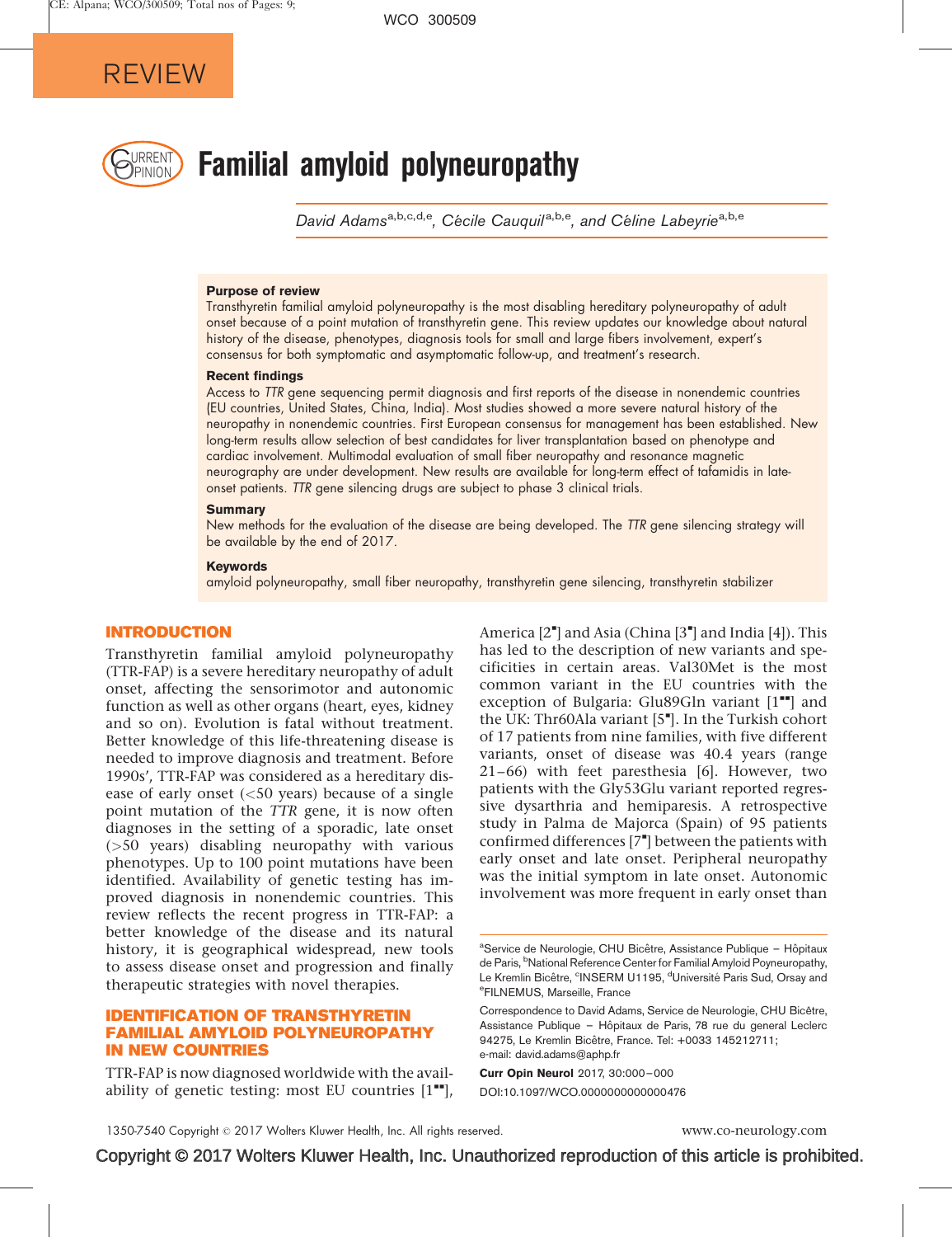REVIEW

# Familial amyloid polyneuropathy

David Adams[a,b,c,d,e], Cécile Cauquil[a,b,e], and Céline Labeyrie[a,b,e]

### Purpose of review

Transthyretin familial amyloid polyneuropathy is the most disabling hereditary polyneuropathy of adult onset because of a point mutation of transthyretin gene. This review updates our knowledge about natural history of the disease, phenotypes, diagnosis tools for small and large fibers involvement, expert's consensus for both symptomatic and asymptomatic follow-up, and treatment's research.

### Recent findings

Access to *TTR* gene sequencing permit diagnosis and first reports of the disease in nonendemic countries (EU countries, United States, China, India). Most studies showed a more severe natural history of the neuropathy in nonendemic countries. First European consensus for management has been established. New long-term results allow selection of best candidates for liver transplantation based on phenotype and cardiac involvement. Multimodal evaluation of small fiber neuropathy and resonance magnetic neurography are under development. New results are available for long-term effect of tafamidis in late-onset patients. *TTR* gene silencing drugs are subject to phase 3 clinical trials.

### Summary

New methods for the evaluation of the disease are being developed. The *TTR* gene silencing strategy will be available by the end of 2017.

### Keywords

amyloid polyneuropathy, small fiber neuropathy, transthyretin gene silencing, transthyretin stabilizer

## INTRODUCTION

Transthyretin familial amyloid polyneuropathy (TTR-FAP) is a severe hereditary neuropathy of adult onset, affecting the sensorimotor and autonomic function as well as other organs (heart, eyes, kidney and so on). Evolution is fatal without treatment. Better knowledge of this life-threatening disease is needed to improve diagnosis and treatment. Before 1990s', TTR-FAP was considered as a hereditary disease of early onset (<50 years) because of a single point mutation of the *TTR* gene, it is now often diagnoses in the setting of a sporadic, late onset (>50 years) disabling neuropathy with various phenotypes. Up to 100 point mutations have been identified. Availability of genetic testing has improved diagnosis in nonendemic countries. This review reflects the recent progress in TTR-FAP: a better knowledge of the disease and its natural history, it is geographical widespread, new tools to assess disease onset and progression and finally therapeutic strategies with novel therapies.

## IDENTIFICATION OF TRANSTHYRETIN FAMILIAL AMYLOID POLYNEUROPATHY IN NEW COUNTRIES

TTR-FAP is now diagnosed worldwide with the availability of genetic testing: most EU countries [1■■], America [2■] and Asia (China [3■] and India [4]). This has led to the description of new variants and specificities in certain areas. Val30Met is the most common variant in the EU countries with the exception of Bulgaria: Glu89Gln variant [1■■] and the UK: Thr60Ala variant [5■]. In the Turkish cohort of 17 patients from nine families, with five different variants, onset of disease was 40.4 years (range 21–66) with feet paresthesia [6]. However, two patients with the Gly53Glu variant reported regressive dysarthria and hemiparesis. A retrospective study in Palma de Majorca (Spain) of 95 patients confirmed differences [7■] between the patients with early onset and late onset. Peripheral neuropathy was the initial symptom in late onset. Autonomic involvement was more frequent in early onset than

[a]Service de Neurologie, CHU Bicêtre, Assistance Publique – Hôpitaux de Paris, [b]National Reference Center for Familial Amyloid Poyneuropathy, Le Kremlin Bicêtre, [c]INSERM U1195, [d]Université Paris Sud, Orsay and [e]FILNEMUS, Marseille, France

Correspondence to David Adams, Service de Neurologie, CHU Bicêtre, Assistance Publique – Hôpitaux de Paris, 78 rue du general Leclerc 94275, Le Kremlin Bicêtre, France. Tel: +0033 145212711; e-mail: david.adams@aphp.fr

**Curr Opin Neurol** 2017, 30:000–000

DOI:10.1097/WCO.0000000000000476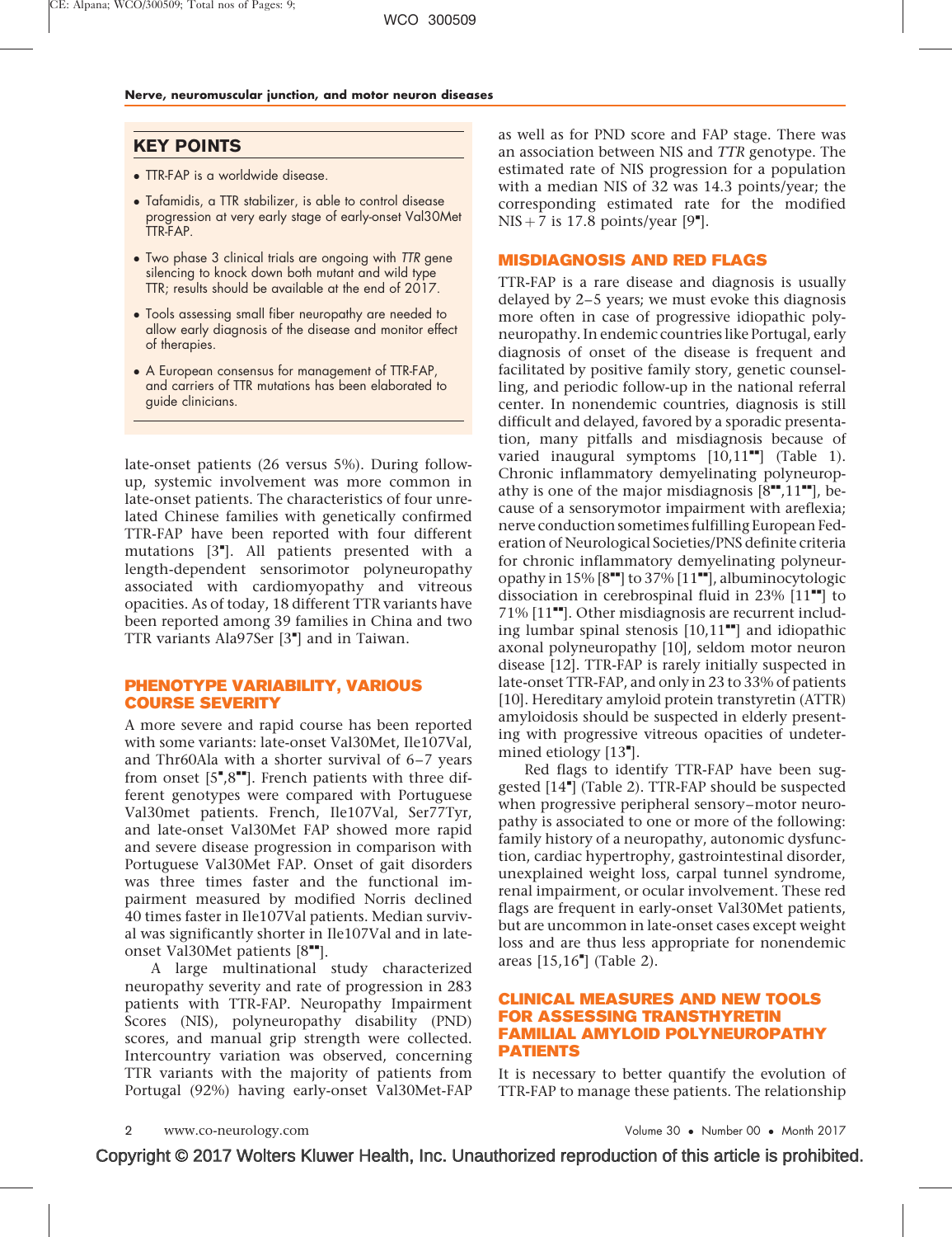## KEY POINTS

- TTR-FAP is a worldwide disease.
- Tafamidis, a TTR stabilizer, is able to control disease progression at very early stage of early-onset Val30Met TTR-FAP.
- Two phase 3 clinical trials are ongoing with *TTR* gene silencing to knock down both mutant and wild type TTR; results should be available at the end of 2017.
- Tools assessing small fiber neuropathy are needed to allow early diagnosis of the disease and monitor effect of therapies.
- A European consensus for management of TTR-FAP, and carriers of TTR mutations has been elaborated to guide clinicians.

late-onset patients (26 versus 5%). During follow-up, systemic involvement was more common in late-onset patients. The characteristics of four unrelated Chinese families with genetically confirmed TTR-FAP have been reported with four different mutations [3■]. All patients presented with a length-dependent sensorimotor polyneuropathy associated with cardiomyopathy and vitreous opacities. As of today, 18 different TTR variants have been reported among 39 families in China and two TTR variants Ala97Ser [3■] and in Taiwan.

## PHENOTYPE VARIABILITY, VARIOUS COURSE SEVERITY

A more severe and rapid course has been reported with some variants: late-onset Val30Met, Ile107Val, and Thr60Ala with a shorter survival of 6–7 years from onset [5■,8■■]. French patients with three different genotypes were compared with Portuguese Val30met patients. French, Ile107Val, Ser77Tyr, and late-onset Val30Met FAP showed more rapid and severe disease progression in comparison with Portuguese Val30Met FAP. Onset of gait disorders was three times faster and the functional impairment measured by modified Norris declined 40 times faster in Ile107Val patients. Median survival was significantly shorter in Ile107Val and in late-onset Val30Met patients [8■■].

A large multinational study characterized neuropathy severity and rate of progression in 283 patients with TTR-FAP. Neuropathy Impairment Scores (NIS), polyneuropathy disability (PND) scores, and manual grip strength were collected. Intercountry variation was observed, concerning TTR variants with the majority of patients from Portugal (92%) having early-onset Val30Met-FAP as well as for PND score and FAP stage. There was an association between NIS and *TTR* genotype. The estimated rate of NIS progression for a population with a median NIS of 32 was 14.3 points/year; the corresponding estimated rate for the modified NIS + 7 is 17.8 points/year [9■].

## MISDIAGNOSIS AND RED FLAGS

TTR-FAP is a rare disease and diagnosis is usually delayed by 2–5 years; we must evoke this diagnosis more often in case of progressive idiopathic polyneuropathy. In endemic countries like Portugal, early diagnosis of onset of the disease is frequent and facilitated by positive family story, genetic counselling, and periodic follow-up in the national referral center. In nonendemic countries, diagnosis is still difficult and delayed, favored by a sporadic presentation, many pitfalls and misdiagnosis because of varied inaugural symptoms [10,11■■] (Table 1). Chronic inflammatory demyelinating polyneuropathy is one of the major misdiagnosis [8■■,11■■], because of a sensorymotor impairment with areflexia; nerve conduction sometimes fulfilling European Federation of Neurological Societies/PNS definite criteria for chronic inflammatory demyelinating polyneuropathy in 15% [8■■] to 37% [11■■], albuminocytologic dissociation in cerebrospinal fluid in 23% [11■■] to 71% [11■■]. Other misdiagnosis are recurrent including lumbar spinal stenosis [10,11■■] and idiopathic axonal polyneuropathy [10], seldom motor neuron disease [12]. TTR-FAP is rarely initially suspected in late-onset TTR-FAP, and only in 23 to 33% of patients [10]. Hereditary amyloid protein transtyretin (ATTR) amyloidosis should be suspected in elderly presenting with progressive vitreous opacities of undetermined etiology [13■].

Red flags to identify TTR-FAP have been suggested [14■] (Table 2). TTR-FAP should be suspected when progressive peripheral sensory–motor neuropathy is associated to one or more of the following: family history of a neuropathy, autonomic dysfunction, cardiac hypertrophy, gastrointestinal disorder, unexplained weight loss, carpal tunnel syndrome, renal impairment, or ocular involvement. These red flags are frequent in early-onset Val30Met patients, but are uncommon in late-onset cases except weight loss and are thus less appropriate for nonendemic areas [15,16■] (Table 2).

## CLINICAL MEASURES AND NEW TOOLS FOR ASSESSING TRANSTHYRETIN FAMILIAL AMYLOID POLYNEUROPATHY PATIENTS

It is necessary to better quantify the evolution of TTR-FAP to manage these patients. The relationship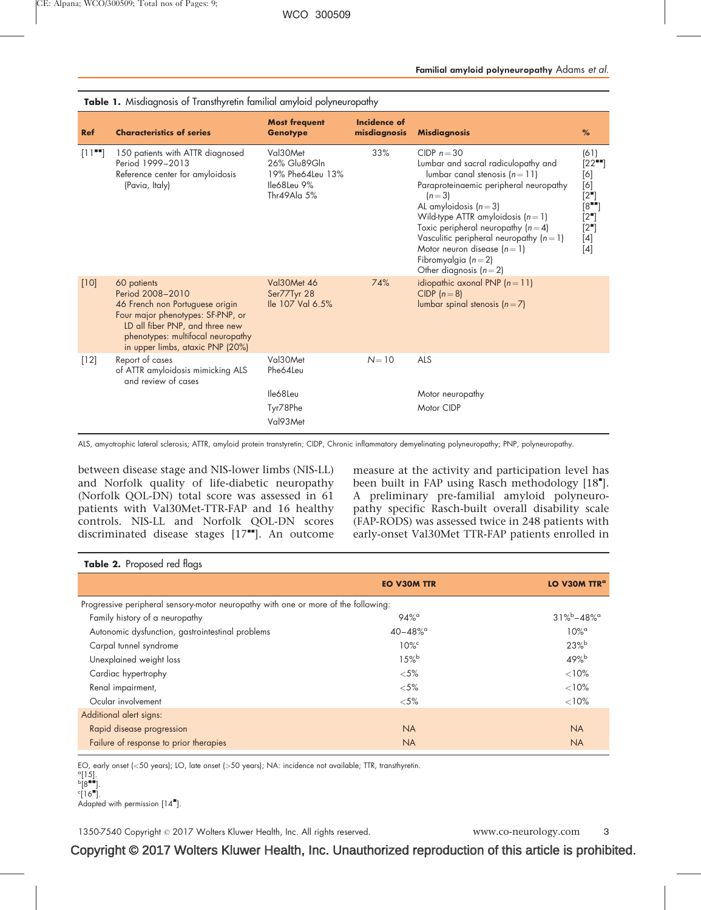**Table 1.** Misdiagnosis of Transthyretin familial amyloid polyneuropathy

| Ref | Characteristics of series | Most frequent Genotype | Incidence of misdiagnosis | Misdiagnosis | % |
|---|---|---|---|---|---|
| [11■■] | 150 patients with ATTR diagnosed<br>Period 1999–2013<br>Reference center for amyloidosis (Pavia, Italy) | Val30Met<br>26% Glu89Gln<br>19% Phe64Leu 13%<br>Ile68Leu 9%<br>Thr49Ala 5% | 33% | CIDP n = 30<br>Lumbar and sacral radiculopathy and lumbar canal stenosis (n = 11)<br>Paraproteinaemic peripheral neuropathy (n = 3)<br>AL amyloidosis (n = 3)<br>Wild-type ATTR amyloidosis (n = 1)<br>Toxic peripheral neuropathy (n = 4)<br>Vasculitic peripheral neuropathy (n = 1)<br>Motor neuron disease (n = 1)<br>Fibromyalgia (n = 2)<br>Other diagnosis (n = 2) | (61)<br>[22■■]<br>[6]<br>[6]<br>[2■]<br>[8■■]<br>[2■]<br>[2■]<br>[4]<br>[4] |
| [10] | 60 patients<br>Period 2008–2010<br>46 French non Portuguese origin<br>Four major phenotypes: SF-PNP, or LD all fiber PNP, and three new phenotypes: multifocal neuropathy in upper limbs, ataxic PNP (20%) | Val30Met 46<br>Ser77Tyr 28<br>Ile 107 Val 6.5% | 74% | idiopathic axonal PNP (n = 11)<br>CIDP (n = 8)<br>lumbar spinal stenosis (n = 7) | |
| [12] | Report of cases of ATTR amyloidosis mimicking ALS and review of cases | Val30Met<br>Phe64Leu | N = 10 | ALS | |
| | | Ile68Leu | | Motor neuropathy | |
| | | Tyr78Phe | | Motor CIDP | |
| | | Val93Met | | | |

ALS, amyotrophic lateral sclerosis; ATTR, amyloid protein transtyretin; CIDP, Chronic inflammatory demyelinating polyneuropathy; PNP, polyneuropathy.

between disease stage and NIS-lower limbs (NIS-LL) and Norfolk quality of life-diabetic neuropathy (Norfolk QOL-DN) total score was assessed in 61 patients with Val30Met-TTR-FAP and 16 healthy controls. NIS-LL and Norfolk QOL-DN scores discriminated disease stages [17■■]. An outcome measure at the activity and participation level has been built in FAP using Rasch methodology [18■]. A preliminary pre-familial amyloid polyneuropathy specific Rasch-built overall disability scale (FAP-RODS) was assessed twice in 248 patients with early-onset Val30Met TTR-FAP patients enrolled in

**Table 2.** Proposed red flags

| | EO V30M TTR | LO V30M TTR[a] |
|---|---|---|
| Progressive peripheral sensory-motor neuropathy with one or more of the following: | | |
| Family history of a neuropathy | 94%[a] | 31%[b]–48%[a] |
| Autonomic dysfunction, gastrointestinal problems | 40–48%[a] | 10%[a] |
| Carpal tunnel syndrome | 10%[c] | 23%[b] |
| Unexplained weight loss | 15%[b] | 49%[b] |
| Cardiac hypertrophy | <5% | <10% |
| Renal impairment, | <5% | <10% |
| Ocular involvement | <5% | <10% |
| Additional alert signs: | | |
| Rapid disease progression | NA | NA |
| Failure of response to prior therapies | NA | NA |

EO, early onset (<50 years); LO, late onset (>50 years); NA: incidence not available; TTR, transthyretin.
[a][15].
[b][8■■].
[c][16■].
Adapted with permission [14■].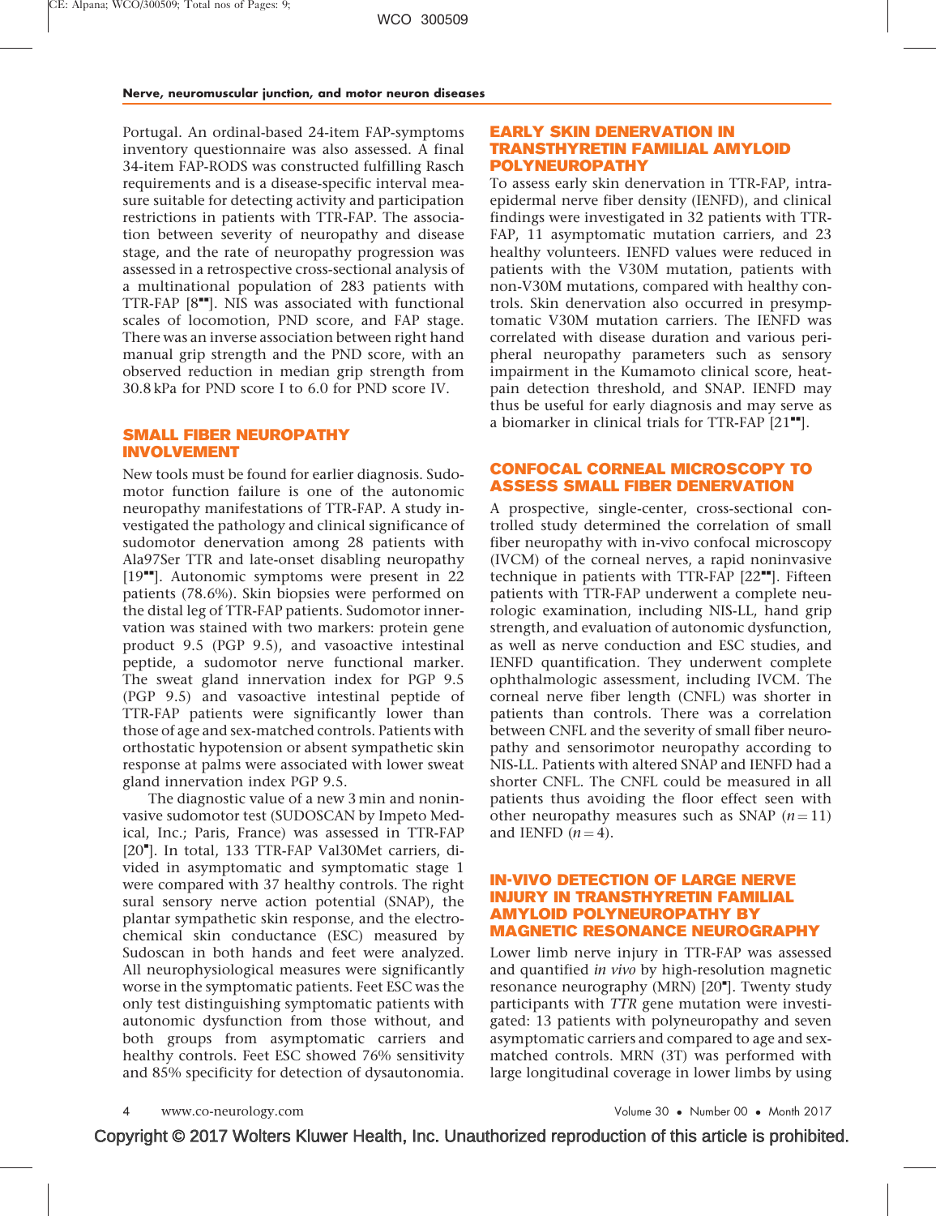Portugal. An ordinal-based 24-item FAP-symptoms inventory questionnaire was also assessed. A final 34-item FAP-RODS was constructed fulfilling Rasch requirements and is a disease-specific interval measure suitable for detecting activity and participation restrictions in patients with TTR-FAP. The association between severity of neuropathy and disease stage, and the rate of neuropathy progression was assessed in a retrospective cross-sectional analysis of a multinational population of 283 patients with TTR-FAP [8■■]. NIS was associated with functional scales of locomotion, PND score, and FAP stage. There was an inverse association between right hand manual grip strength and the PND score, with an observed reduction in median grip strength from 30.8 kPa for PND score I to 6.0 for PND score IV.

## SMALL FIBER NEUROPATHY INVOLVEMENT

New tools must be found for earlier diagnosis. Sudomotor function failure is one of the autonomic neuropathy manifestations of TTR-FAP. A study investigated the pathology and clinical significance of sudomotor denervation among 28 patients with Ala97Ser TTR and late-onset disabling neuropathy [19■■]. Autonomic symptoms were present in 22 patients (78.6%). Skin biopsies were performed on the distal leg of TTR-FAP patients. Sudomotor innervation was stained with two markers: protein gene product 9.5 (PGP 9.5), and vasoactive intestinal peptide, a sudomotor nerve functional marker. The sweat gland innervation index for PGP 9.5 (PGP 9.5) and vasoactive intestinal peptide of TTR-FAP patients were significantly lower than those of age and sex-matched controls. Patients with orthostatic hypotension or absent sympathetic skin response at palms were associated with lower sweat gland innervation index PGP 9.5.

The diagnostic value of a new 3 min and noninvasive sudomotor test (SUDOSCAN by Impeto Medical, Inc.; Paris, France) was assessed in TTR-FAP [20■]. In total, 133 TTR-FAP Val30Met carriers, divided in asymptomatic and symptomatic stage 1 were compared with 37 healthy controls. The right sural sensory nerve action potential (SNAP), the plantar sympathetic skin response, and the electrochemical skin conductance (ESC) measured by Sudoscan in both hands and feet were analyzed. All neurophysiological measures were significantly worse in the symptomatic patients. Feet ESC was the only test distinguishing symptomatic patients with autonomic dysfunction from those without, and both groups from asymptomatic carriers and healthy controls. Feet ESC showed 76% sensitivity and 85% specificity for detection of dysautonomia.

## EARLY SKIN DENERVATION IN TRANSTHYRETIN FAMILIAL AMYLOID POLYNEUROPATHY

To assess early skin denervation in TTR-FAP, intraepidermal nerve fiber density (IENFD), and clinical findings were investigated in 32 patients with TTR-FAP, 11 asymptomatic mutation carriers, and 23 healthy volunteers. IENFD values were reduced in patients with the V30M mutation, patients with non-V30M mutations, compared with healthy controls. Skin denervation also occurred in presymptomatic V30M mutation carriers. The IENFD was correlated with disease duration and various peripheral neuropathy parameters such as sensory impairment in the Kumamoto clinical score, heat-pain detection threshold, and SNAP. IENFD may thus be useful for early diagnosis and may serve as a biomarker in clinical trials for TTR-FAP [21■■].

## CONFOCAL CORNEAL MICROSCOPY TO ASSESS SMALL FIBER DENERVATION

A prospective, single-center, cross-sectional controlled study determined the correlation of small fiber neuropathy with in-vivo confocal microscopy (IVCM) of the corneal nerves, a rapid noninvasive technique in patients with TTR-FAP [22■■]. Fifteen patients with TTR-FAP underwent a complete neurologic examination, including NIS-LL, hand grip strength, and evaluation of autonomic dysfunction, as well as nerve conduction and ESC studies, and IENFD quantification. They underwent complete ophthalmologic assessment, including IVCM. The corneal nerve fiber length (CNFL) was shorter in patients than controls. There was a correlation between CNFL and the severity of small fiber neuropathy and sensorimotor neuropathy according to NIS-LL. Patients with altered SNAP and IENFD had a shorter CNFL. The CNFL could be measured in all patients thus avoiding the floor effect seen with other neuropathy measures such as SNAP ($n = 11$) and IENFD ($n = 4$).

## IN-VIVO DETECTION OF LARGE NERVE INJURY IN TRANSTHYRETIN FAMILIAL AMYLOID POLYNEUROPATHY BY MAGNETIC RESONANCE NEUROGRAPHY

Lower limb nerve injury in TTR-FAP was assessed and quantified *in vivo* by high-resolution magnetic resonance neurography (MRN) [20■]. Twenty study participants with *TTR* gene mutation were investigated: 13 patients with polyneuropathy and seven asymptomatic carriers and compared to age and sex-matched controls. MRN (3T) was performed with large longitudinal coverage in lower limbs by using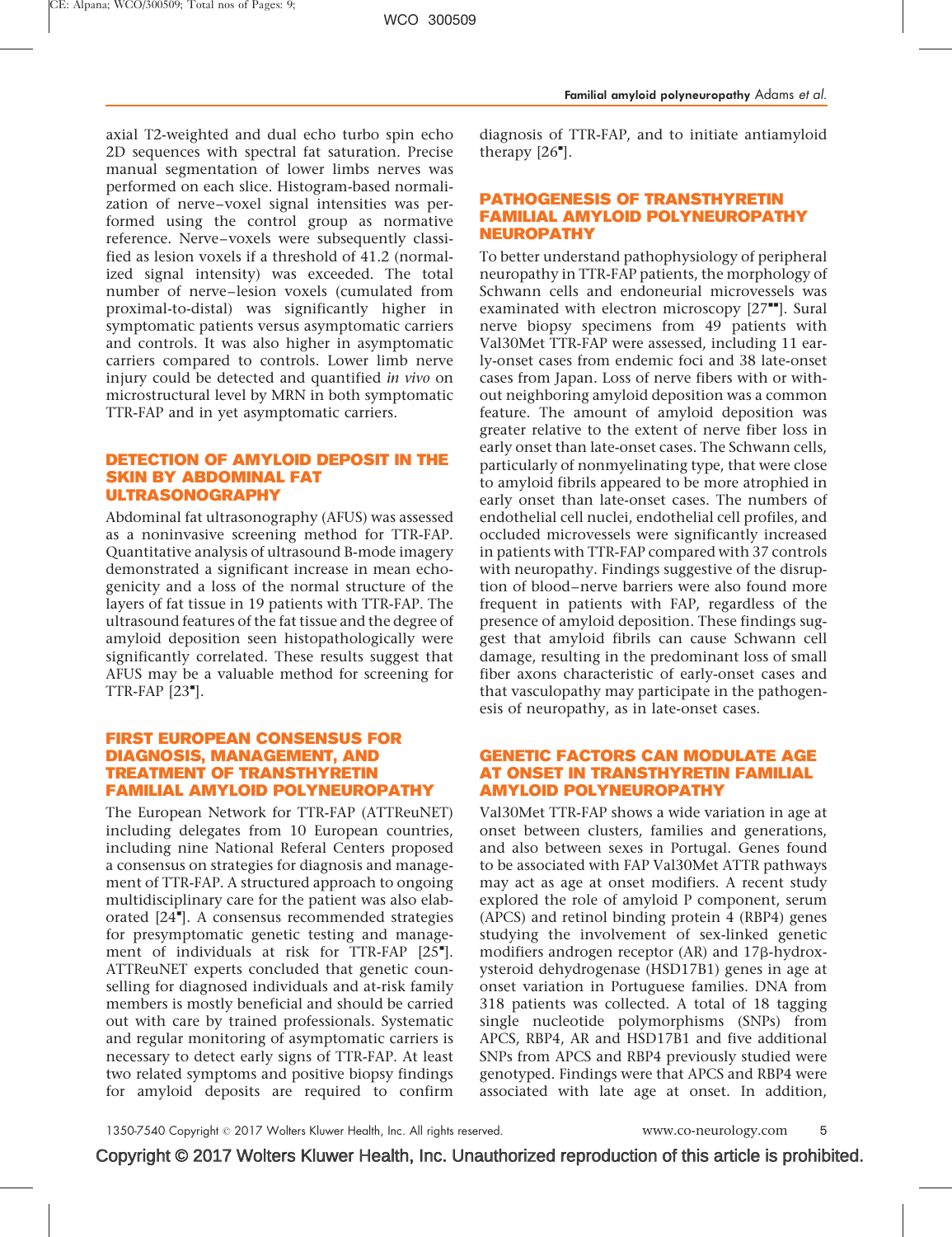axial T2-weighted and dual echo turbo spin echo 2D sequences with spectral fat saturation. Precise manual segmentation of lower limbs nerves was performed on each slice. Histogram-based normalization of nerve–voxel signal intensities was performed using the control group as normative reference. Nerve–voxels were subsequently classified as lesion voxels if a threshold of 41.2 (normalized signal intensity) was exceeded. The total number of nerve–lesion voxels (cumulated from proximal-to-distal) was significantly higher in symptomatic patients versus asymptomatic carriers and controls. It was also higher in asymptomatic carriers compared to controls. Lower limb nerve injury could be detected and quantified *in vivo* on microstructural level by MRN in both symptomatic TTR-FAP and in yet asymptomatic carriers.

## DETECTION OF AMYLOID DEPOSIT IN THE SKIN BY ABDOMINAL FAT ULTRASONOGRAPHY

Abdominal fat ultrasonography (AFUS) was assessed as a noninvasive screening method for TTR-FAP. Quantitative analysis of ultrasound B-mode imagery demonstrated a significant increase in mean echogenicity and a loss of the normal structure of the layers of fat tissue in 19 patients with TTR-FAP. The ultrasound features of the fat tissue and the degree of amyloid deposition seen histopathologically were significantly correlated. These results suggest that AFUS may be a valuable method for screening for TTR-FAP [23▪].

## FIRST EUROPEAN CONSENSUS FOR DIAGNOSIS, MANAGEMENT, AND TREATMENT OF TRANSTHYRETIN FAMILIAL AMYLOID POLYNEUROPATHY

The European Network for TTR-FAP (ATTReuNET) including delegates from 10 European countries, including nine National Referal Centers proposed a consensus on strategies for diagnosis and management of TTR-FAP. A structured approach to ongoing multidisciplinary care for the patient was also elaborated [24▪]. A consensus recommended strategies for presymptomatic genetic testing and management of individuals at risk for TTR-FAP [25▪]. ATTReuNET experts concluded that genetic counselling for diagnosed individuals and at-risk family members is mostly beneficial and should be carried out with care by trained professionals. Systematic and regular monitoring of asymptomatic carriers is necessary to detect early signs of TTR-FAP. At least two related symptoms and positive biopsy findings for amyloid deposits are required to confirm diagnosis of TTR-FAP, and to initiate antiamyloid therapy [26▪].

## PATHOGENESIS OF TRANSTHYRETIN FAMILIAL AMYLOID POLYNEUROPATHY NEUROPATHY

To better understand pathophysiology of peripheral neuropathy in TTR-FAP patients, the morphology of Schwann cells and endoneurial microvessels was examined with electron microscopy [27▪▪]. Sural nerve biopsy specimens from 49 patients with Val30Met TTR-FAP were assessed, including 11 early-onset cases from endemic foci and 38 late-onset cases from Japan. Loss of nerve fibers with or without neighboring amyloid deposition was a common feature. The amount of amyloid deposition was greater relative to the extent of nerve fiber loss in early onset than late-onset cases. The Schwann cells, particularly of nonmyelinating type, that were close to amyloid fibrils appeared to be more atrophied in early onset than late-onset cases. The numbers of endothelial cell nuclei, endothelial cell profiles, and occluded microvessels were significantly increased in patients with TTR-FAP compared with 37 controls with neuropathy. Findings suggestive of the disruption of blood–nerve barriers were also found more frequent in patients with FAP, regardless of the presence of amyloid deposition. These findings suggest that amyloid fibrils can cause Schwann cell damage, resulting in the predominant loss of small fiber axons characteristic of early-onset cases and that vasculopathy may participate in the pathogenesis of neuropathy, as in late-onset cases.

## GENETIC FACTORS CAN MODULATE AGE AT ONSET IN TRANSTHYRETIN FAMILIAL AMYLOID POLYNEUROPATHY

Val30Met TTR-FAP shows a wide variation in age at onset between clusters, families and generations, and also between sexes in Portugal. Genes found to be associated with FAP Val30Met ATTR pathways may act as age at onset modifiers. A recent study explored the role of amyloid P component, serum (APCS) and retinol binding protein 4 (RBP4) genes studying the involvement of sex-linked genetic modifiers androgen receptor (AR) and 17β-hydroxysteroid dehydrogenase (HSD17B1) genes in age at onset variation in Portuguese families. DNA from 318 patients was collected. A total of 18 tagging single nucleotide polymorphisms (SNPs) from APCS, RBP4, AR and HSD17B1 and five additional SNPs from APCS and RBP4 previously studied were genotyped. Findings were that APCS and RBP4 were associated with late age at onset. In addition,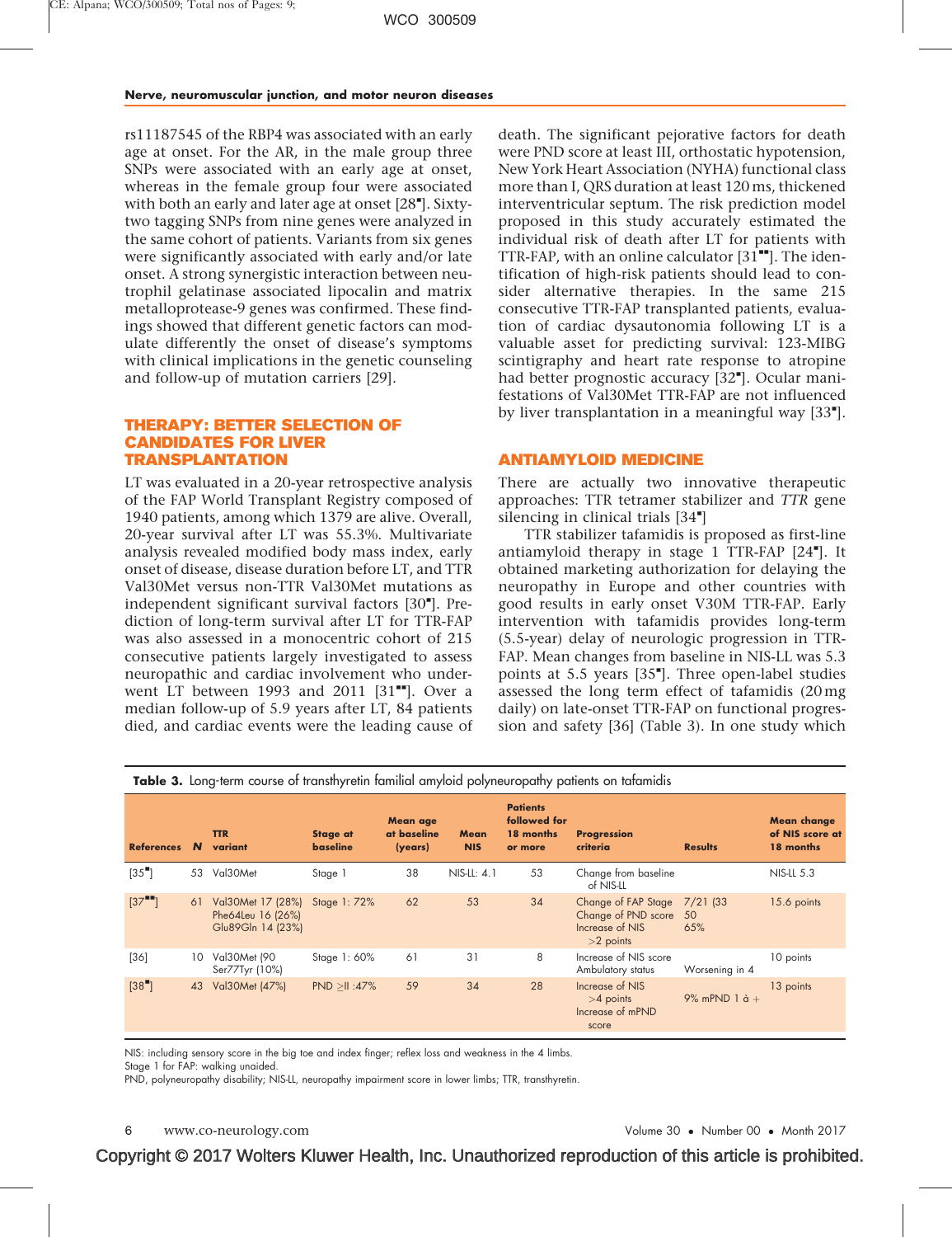rs11187545 of the RBP4 was associated with an early age at onset. For the AR, in the male group three SNPs were associated with an early age at onset, whereas in the female group four were associated with both an early and later age at onset [28▪]. Sixty-two tagging SNPs from nine genes were analyzed in the same cohort of patients. Variants from six genes were significantly associated with early and/or late onset. A strong synergistic interaction between neutrophil gelatinase associated lipocalin and matrix metalloprotease-9 genes was confirmed. These findings showed that different genetic factors can modulate differently the onset of disease's symptoms with clinical implications in the genetic counseling and follow-up of mutation carriers [29].

## THERAPY: BETTER SELECTION OF CANDIDATES FOR LIVER TRANSPLANTATION

LT was evaluated in a 20-year retrospective analysis of the FAP World Transplant Registry composed of 1940 patients, among which 1379 are alive. Overall, 20-year survival after LT was 55.3%. Multivariate analysis revealed modified body mass index, early onset of disease, disease duration before LT, and TTR Val30Met versus non-TTR Val30Met mutations as independent significant survival factors [30▪]. Prediction of long-term survival after LT for TTR-FAP was also assessed in a monocentric cohort of 215 consecutive patients largely investigated to assess neuropathic and cardiac involvement who underwent LT between 1993 and 2011 [31▪▪]. Over a median follow-up of 5.9 years after LT, 84 patients died, and cardiac events were the leading cause of death. The significant pejorative factors for death were PND score at least III, orthostatic hypotension, New York Heart Association (NYHA) functional class more than I, QRS duration at least 120 ms, thickened interventricular septum. The risk prediction model proposed in this study accurately estimated the individual risk of death after LT for patients with TTR-FAP, with an online calculator [31▪▪]. The identification of high-risk patients should lead to consider alternative therapies. In the same 215 consecutive TTR-FAP transplanted patients, evaluation of cardiac dysautonomia following LT is a valuable asset for predicting survival: 123-MIBG scintigraphy and heart rate response to atropine had better prognostic accuracy [32▪]. Ocular manifestations of Val30Met TTR-FAP are not influenced by liver transplantation in a meaningful way [33▪].

## ANTIAMYLOID MEDICINE

There are actually two innovative therapeutic approaches: TTR tetramer stabilizer and *TTR* gene silencing in clinical trials [34▪]

TTR stabilizer tafamidis is proposed as first-line antiamyloid therapy in stage 1 TTR-FAP [24▪]. It obtained marketing authorization for delaying the neuropathy in Europe and other countries with good results in early onset V30M TTR-FAP. Early intervention with tafamidis provides long-term (5.5-year) delay of neurologic progression in TTR-FAP. Mean changes from baseline in NIS-LL was 5.3 points at 5.5 years [35▪]. Three open-label studies assessed the long term effect of tafamidis (20 mg daily) on late-onset TTR-FAP on functional progression and safety [36] (Table 3). In one study which

**Table 3.** Long-term course of transthyretin familial amyloid polyneuropathy patients on tafamidis

| References | N | TTR variant | Stage at baseline | Mean age at baseline (years) | Mean NIS | Patients followed for 18 months or more | Progression criteria | Results | Mean change of NIS score at 18 months |
|---|---|---|---|---|---|---|---|---|---|
| [35▪] | 53 | Val30Met | Stage 1 | 38 | NIS-LL: 4.1 | 53 | Change from baseline of NIS-LL | | NIS-LL 5.3 |
| [37▪▪] | 61 | Val30Met 17 (28%) Phe64Leu 16 (26%) Glu89Gln 14 (23%) | Stage 1: 72% | 62 | 53 | 34 | Change of FAP Stage Change of PND score Increase of NIS >2 points | 7/21 (33 50 65% | 15.6 points |
| [36] | 10 | Val30Met (90 Ser77Tyr (10%) | Stage 1: 60% | 61 | 31 | 8 | Increase of NIS score Ambulatory status | Worsening in 4 | 10 points |
| [38▪] | 43 | Val30Met (47%) | PND ≥II :47% | 59 | 34 | 28 | Increase of NIS >4 points Increase of mPND score | 9% mPND 1 à + | 13 points |

NIS: including sensory score in the big toe and index finger; reflex loss and weakness in the 4 limbs.
Stage 1 for FAP: walking unaided.
PND, polyneuropathy disability; NIS-LL, neuropathy impairment score in lower limbs; TTR, transthyretin.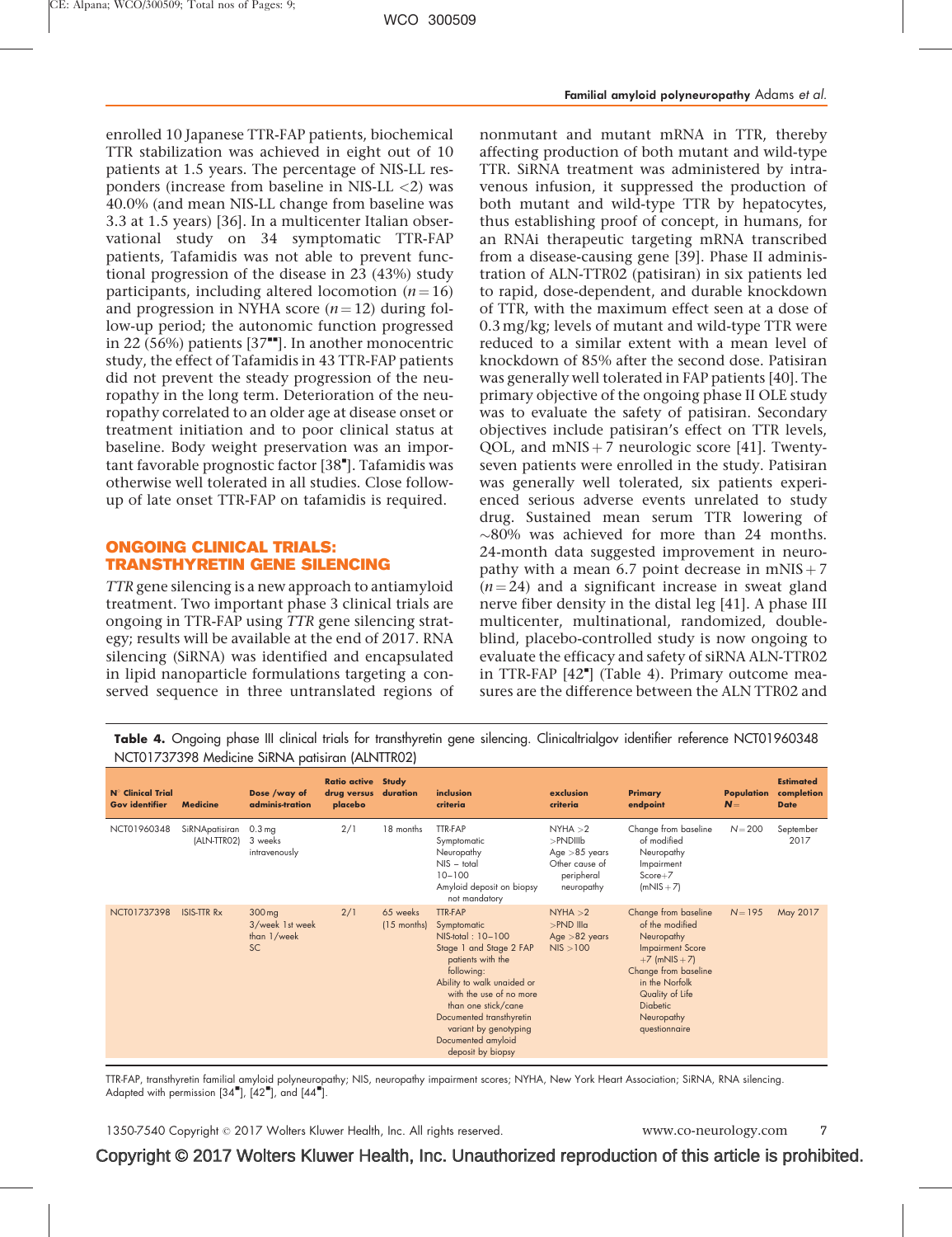enrolled 10 Japanese TTR-FAP patients, biochemical TTR stabilization was achieved in eight out of 10 patients at 1.5 years. The percentage of NIS-LL responders (increase from baseline in NIS-LL <2) was 40.0% (and mean NIS-LL change from baseline was 3.3 at 1.5 years) [36]. In a multicenter Italian observational study on 34 symptomatic TTR-FAP patients, Tafamidis was not able to prevent functional progression of the disease in 23 (43%) study participants, including altered locomotion ($n=16$) and progression in NYHA score ($n=12$) during follow-up period; the autonomic function progressed in 22 (56%) patients [37▪▪]. In another monocentric study, the effect of Tafamidis in 43 TTR-FAP patients did not prevent the steady progression of the neuropathy in the long term. Deterioration of the neuropathy correlated to an older age at disease onset or treatment initiation and to poor clinical status at baseline. Body weight preservation was an important favorable prognostic factor [38▪]. Tafamidis was otherwise well tolerated in all studies. Close follow-up of late onset TTR-FAP on tafamidis is required.

## ONGOING CLINICAL TRIALS: TRANSTHYRETIN GENE SILENCING

*TTR* gene silencing is a new approach to antiamyloid treatment. Two important phase 3 clinical trials are ongoing in TTR-FAP using *TTR* gene silencing strategy; results will be available at the end of 2017. RNA silencing (SiRNA) was identified and encapsulated in lipid nanoparticle formulations targeting a conserved sequence in three untranslated regions of nonmutant and mutant mRNA in TTR, thereby affecting production of both mutant and wild-type TTR. SiRNA treatment was administered by intravenous infusion, it suppressed the production of both mutant and wild-type TTR by hepatocytes, thus establishing proof of concept, in humans, for an RNAi therapeutic targeting mRNA transcribed from a disease-causing gene [39]. Phase II administration of ALN-TTR02 (patisiran) in six patients led to rapid, dose-dependent, and durable knockdown of TTR, with the maximum effect seen at a dose of 0.3 mg/kg; levels of mutant and wild-type TTR were reduced to a similar extent with a mean level of knockdown of 85% after the second dose. Patisiran was generally well tolerated in FAP patients [40]. The primary objective of the ongoing phase II OLE study was to evaluate the safety of patisiran. Secondary objectives include patisiran's effect on TTR levels, QOL, and mNIS + 7 neurologic score [41]. Twenty-seven patients were enrolled in the study. Patisiran was generally well tolerated, six patients experienced serious adverse events unrelated to study drug. Sustained mean serum TTR lowering of ~80% was achieved for more than 24 months. 24-month data suggested improvement in neuropathy with a mean 6.7 point decrease in mNIS + 7 ($n=24$) and a significant increase in sweat gland nerve fiber density in the distal leg [41]. A phase III multicenter, multinational, randomized, double-blind, placebo-controlled study is now ongoing to evaluate the efficacy and safety of siRNA ALN-TTR02 in TTR-FAP [42▪] (Table 4). Primary outcome measures are the difference between the ALN TTR02 and

**Table 4.** Ongoing phase III clinical trials for transthyretin gene silencing. Clinicaltrialgov identifier reference NCT01960348 NCT01737398 Medicine SiRNA patisiran (ALNTTR02)

| N° Clinical Trial Gov identifier | Medicine | Dose /way of adminis-tration | Ratio active drug versus placebo | Study duration | inclusion criteria | exclusion criteria | Primary endpoint | Population N= | Estimated completion Date |
|---|---|---|---|---|---|---|---|---|---|
| NCT01960348 | SiRNApatisiran (ALN-TTR02) | 0.3 mg 3 weeks intravenously | 2/1 | 18 months | TTR-FAP Symptomatic Neuropathy NIS – total 10–100 Amyloid deposit on biopsy not mandatory | NYHA >2 >PNDIIIb Age >85 years Other cause of peripheral neuropathy | Change from baseline of modified Neuropathy Impairment Score+7 (mNIS + 7) | N = 200 | September 2017 |
| NCT01737398 | ISIS-TTR Rx | 300 mg 3/week 1st week than 1/week SC | 2/1 | 65 weeks (15 months) | TTR-FAP Symptomatic NIS-total : 10–100 Stage 1 and Stage 2 FAP patients with the following: Ability to walk unaided or with the use of no more than one stick/cane Documented transthyretin variant by genotyping Documented amyloid deposit by biopsy | NYHA >2 >PND IIIa Age >82 years NIS >100 | Change from baseline of the modified Neuropathy Impairment Score +7 (mNIS + 7) Change from baseline in the Norfolk Quality of Life Diabetic Neuropathy questionnaire | N = 195 | May 2017 |

TTR-FAP, transthyretin familial amyloid polyneuropathy; NIS, neuropathy impairment scores; NYHA, New York Heart Association; SiRNA, RNA silencing. Adapted with permission [34▪], [42▪], and [44▪].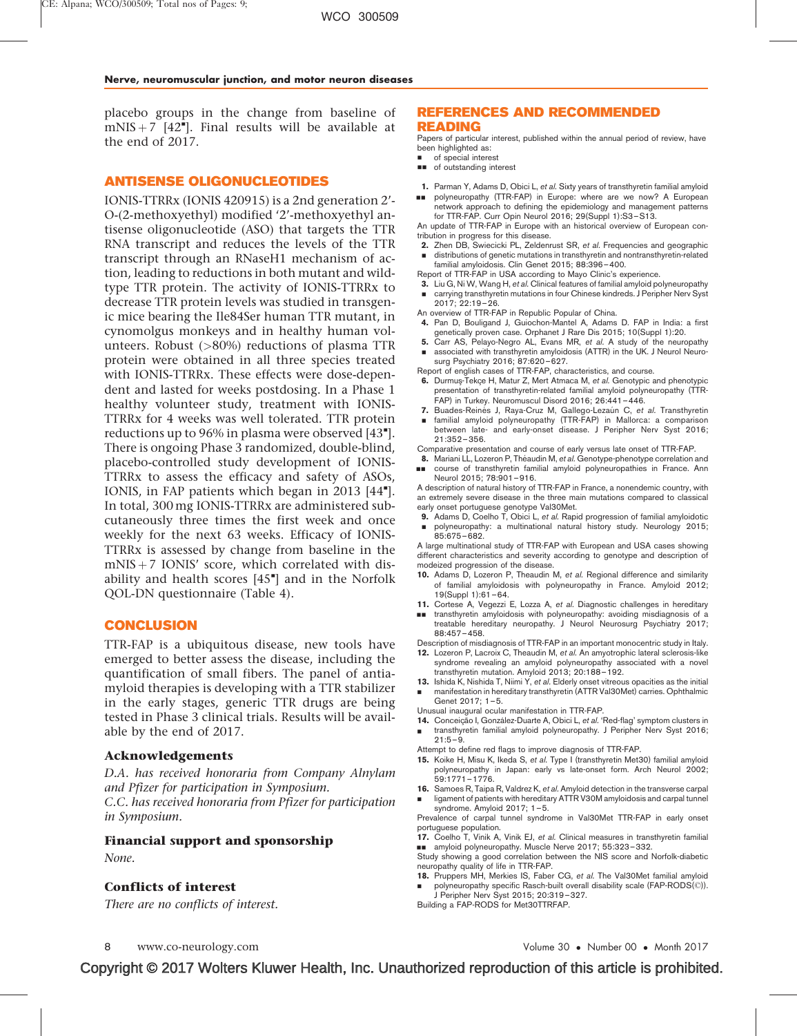placebo groups in the change from baseline of mNIS + 7 [42▪]. Final results will be available at the end of 2017.

## ANTISENSE OLIGONUCLEOTIDES

IONIS-TTRRx (IONIS 420915) is a 2nd generation 2′-O-(2-methoxyethyl) modified '2′-methoxyethyl antisense oligonucleotide (ASO) that targets the TTR RNA transcript and reduces the levels of the TTR transcript through an RNaseH1 mechanism of action, leading to reductions in both mutant and wild-type TTR protein. The activity of IONIS-TTRRx to decrease TTR protein levels was studied in transgenic mice bearing the Ile84Ser human TTR mutant, in cynomolgus monkeys and in healthy human volunteers. Robust (>80%) reductions of plasma TTR protein were obtained in all three species treated with IONIS-TTRRx. These effects were dose-dependent and lasted for weeks postdosing. In a Phase 1 healthy volunteer study, treatment with IONIS-TTRRx for 4 weeks was well tolerated. TTR protein reductions up to 96% in plasma were observed [43▪]. There is ongoing Phase 3 randomized, double-blind, placebo-controlled study development of IONIS-TTRRx to assess the efficacy and safety of ASOs, IONIS, in FAP patients which began in 2013 [44▪]. In total, 300 mg IONIS-TTRRx are administered subcutaneously three times the first week and once weekly for the next 63 weeks. Efficacy of IONIS-TTRRx is assessed by change from baseline in the mNIS + 7 IONIS' score, which correlated with disability and health scores [45▪] and in the Norfolk QOL-DN questionnaire (Table 4).

## CONCLUSION

TTR-FAP is a ubiquitous disease, new tools have emerged to better assess the disease, including the quantification of small fibers. The panel of antiamyloid therapies is developing with a TTR stabilizer in the early stages, generic TTR drugs are being tested in Phase 3 clinical trials. Results will be available by the end of 2017.

### Acknowledgements

*D.A. has received honoraria from Company Alnylam and Pfizer for participation in Symposium.*

*C.C. has received honoraria from Pfizer for participation in Symposium.*

### Financial support and sponsorship

*None.*

### Conflicts of interest

*There are no conflicts of interest.*

## REFERENCES AND RECOMMENDED READING

Papers of particular interest, published within the annual period of review, have been highlighted as:

- ▪ of special interest
- ▪▪ of outstanding interest

1. ▪▪ Parman Y, Adams D, Obici L, *et al.* Sixty years of transthyretin familial amyloid polyneuropathy (TTR-FAP) in Europe: where are we now? A European network approach to defining the epidemiology and management patterns for TTR-FAP. Curr Opin Neurol 2016; 29(Suppl 1):S3–S13.
An update of TTR-FAP in Europe with an historical overview of European contribution in progress for this disease.
2. ▪ Zhen DB, Swiecicki PL, Zeldenrust SR, *et al.* Frequencies and geographic distributions of genetic mutations in transthyretin and nontransthyretin-related familial amyloidosis. Clin Genet 2015; 88:396–400.
Report of TTR-FAP in USA according to Mayo Clinic's experience.
3. ▪ Liu G, Ni W, Wang H, *et al.* Clinical features of familial amyloid polyneuropathy carrying transthyretin mutations in four Chinese kindreds. J Peripher Nerv Syst 2017; 22:19–26.
An overview of TTR-FAP in Republic Popular of China.
4. Pan D, Bouligand J, Guiochon-Mantel A, Adams D. FAP in India: a first genetically proven case. Orphanet J Rare Dis 2015; 10(Suppl 1):20.
5. ▪ Carr AS, Pelayo-Negro AL, Evans MR, *et al.* A study of the neuropathy associated with transthyretin amyloidosis (ATTR) in the UK. J Neurol Neurosurg Psychiatry 2016; 87:620–627.
Report of english cases of TTR-FAP, characteristics, and course.
6. Durmuş-Tekçe H, Matur Z, Mert Atmaca M, *et al.* Genotypic and phenotypic presentation of transthyretin-related familial amyloid polyneuropathy (TTR-FAP) in Turkey. Neuromuscul Disord 2016; 26:441–446.
7. ▪ Buades-Reinés J, Raya-Cruz M, Gallego-Lezaún C, *et al.* Transthyretin familial amyloid polyneuropathy (TTR-FAP) in Mallorca: a comparison between late- and early-onset disease. J Peripher Nerv Syst 2016; 21:352–356.
Comparative presentation and course of early versus late onset of TTR-FAP.
8. ▪▪ Mariani LL, Lozeron P, Théaudin M, *et al.* Genotype-phenotype correlation and course of transthyretin familial amyloid polyneuropathies in France. Ann Neurol 2015; 78:901–916.
A description of natural history of TTR-FAP in France, a nonendemic country, with an extremely severe disease in the three main mutations compared to classical early onset portuguese genotype Val30Met.
9. ▪ Adams D, Coelho T, Obici L, *et al.* Rapid progression of familial amyloidotic polyneuropathy: a multinational natural history study. Neurology 2015; 85:675–682.
A large multinational study of TTR-FAP with European and USA cases showing different characteristics and severity according to genotype and description of modeized progression of the disease.
10. Adams D, Lozeron P, Theaudin M, *et al.* Regional difference and similarity of familial amyloidosis with polyneuropathy in France. Amyloid 2012; 19(Suppl 1):61–64.
11. ▪▪ Cortese A, Vegezzi E, Lozza A, *et al.* Diagnostic challenges in hereditary transthyretin amyloidosis with polyneuropathy: avoiding misdiagnosis of a treatable hereditary neuropathy. J Neurol Neurosurg Psychiatry 2017; 88:457–458.
Description of misdiagnosis of TTR-FAP in an important monocentric study in Italy.
12. Lozeron P, Lacroix C, Theaudin M, *et al.* An amyotrophic lateral sclerosis-like syndrome revealing an amyloid polyneuropathy associated with a novel transthyretin mutation. Amyloid 2013; 20:188–192.
13. ▪ Ishida K, Nishida T, Niimi Y, *et al.* Elderly onset vitreous opacities as the initial manifestation in hereditary transthyretin (ATTR Val30Met) carries. Ophthalmic Genet 2017; 1–5.
Unusual inaugural ocular manifestation in TTR-FAP.
14. ▪ Conceição I, González-Duarte A, Obici L, *et al.* 'Red-flag' symptom clusters in transthyretin familial amyloid polyneuropathy. J Peripher Nerv Syst 2016; 21:5–9.
Attempt to define red flags to improve diagnosis of TTR-FAP.
15. Koike H, Misu K, Ikeda S, *et al.* Type I (transthyretin Met30) familial amyloid polyneuropathy in Japan: early vs late-onset form. Arch Neurol 2002; 59:1771–1776.
16. ▪ Samoes R, Taipa R, Valdrez K, *et al.* Amyloid detection in the transverse carpal ligament of patients with hereditary ATTR V30M amyloidosis and carpal tunnel syndrome. Amyloid 2017; 1–5.
Prevalence of carpal tunnel syndrome in Val30Met TTR-FAP in early onset portuguese population.
17. ▪▪ Coelho T, Vinik A, Vinik EJ, *et al.* Clinical measures in transthyretin familial amyloid polyneuropathy. Muscle Nerve 2017; 55:323–332.
Study showing a good correlation between the NIS score and Norfolk-diabetic neuropathy quality of life in TTR-FAP.
18. ▪ Pruppers MH, Merkies IS, Faber CG, *et al.* The Val30Met familial amyloid polyneuropathy specific Rasch-built overall disability scale (FAP-RODS(©)). J Peripher Nerv Syst 2015; 20:319–327.
Building a FAP-RODS for Met30TTRFAP.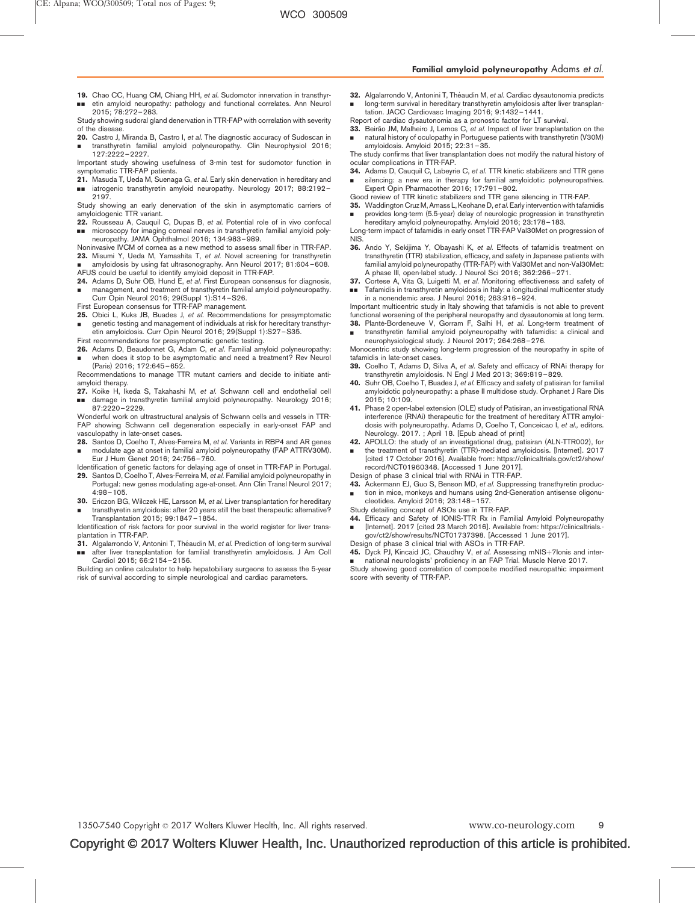19. Chao CC, Huang CM, Chiang HH, *et al.* Sudomotor innervation in transthyr- ■■ etin amyloid neuropathy: pathology and functional correlates. Ann Neurol 2015; 78:272–283.

Study showing sudoral gland denervation in TTR-FAP with correlation with severity of the disease.

20. Castro J, Miranda B, Castro I, *et al.* The diagnostic accuracy of Sudoscan in ■ transthyretin familial amyloid polyneuropathy. Clin Neurophysiol 2016; 127:2222–2227.

Important study showing usefulness of 3-min test for sudomotor function in symptomatic TTR-FAP patients.

21. Masuda T, Ueda M, Suenaga G, *et al.* Early skin denervation in hereditary and ■■ iatrogenic transthyretin amyloid neuropathy. Neurology 2017; 88:2192–2197.

Study showing an early denervation of the skin in asymptomatic carriers of amyloidogenic TTR variant.

22. Rousseau A, Cauquil C, Dupas B, *et al.* Potential role of in vivo confocal ■■ microscopy for imaging corneal nerves in transthyretin familial amyloid polyneuropathy. JAMA Ophthalmol 2016; 134:983–989.

Noninvasive IVCM of cornea as a new method to assess small fiber in TTR-FAP.

23. Misumi Y, Ueda M, Yamashita T, *et al.* Novel screening for transthyretin ■ amyloidosis by using fat ultrasonography. Ann Neurol 2017; 81:604–608.

AFUS could be useful to identify amyloid deposit in TTR-FAP.

24. Adams D, Suhr OB, Hund E, *et al.* First European consensus for diagnosis, ■ management, and treatment of transthyretin familial amyloid polyneuropathy. Curr Opin Neurol 2016; 29(Suppl 1):S14–S26.

First European consensus for TTR-FAP management.

25. Obici L, Kuks JB, Buades J, *et al.* Recommendations for presymptomatic ■ genetic testing and management of individuals at risk for hereditary transthyretin amyloidosis. Curr Opin Neurol 2016; 29(Suppl 1):S27–S35.

First recommendations for presymptomatic genetic testing.

26. Adams D, Beaudonnet G, Adam C, *et al.* Familial amyloid polyneuropathy: ■ when does it stop to be asymptomatic and need a treatment? Rev Neurol (Paris) 2016; 172:645–652.

Recommendations to manage TTR mutant carriers and decide to initiate antiamyloid therapy.

27. Koike H, Ikeda S, Takahashi M, *et al.* Schwann cell and endothelial cell ■■ damage in transthyretin familial amyloid polyneuropathy. Neurology 2016; 87:2220–2229.

Wonderful work on ultrastructural analysis of Schwann cells and vessels in TTR-FAP showing Schwann cell degeneration especially in early-onset FAP and vasculopathy in late-onset cases.

28. Santos D, Coelho T, Alves-Ferreira M, *et al.* Variants in RBP4 and AR genes ■ modulate age at onset in familial amyloid polyneuropathy (FAP ATTRV30M). Eur J Hum Genet 2016; 24:756–760.

Identification of genetic factors for delaying age of onset in TTR-FAP in Portugal.

29. Santos D, Coelho T, Alves-Ferreira M, *et al.* Familial amyloid polyneuropathy in Portugal: new genes modulating age-at-onset. Ann Clin Transl Neurol 2017; 4:98–105.

30. Ericzon BG, Wilczek HE, Larsson M, *et al.* Liver transplantation for hereditary ■ transthyretin amyloidosis: after 20 years still the best therapeutic alternative? Transplantation 2015; 99:1847–1854.

Identification of risk factors for poor survival in the world register for liver transplantation in TTR-FAP.

31. Algalarrondo V, Antonini T, Théaudin M, *et al.* Prediction of long-term survival ■■ after liver transplantation for familial transthyretin amyloidosis. J Am Coll Cardiol 2015; 66:2154–2156.

Building an online calculator to help hepatobiliary surgeons to assess the 5-year risk of survival according to simple neurological and cardiac parameters.

32. Algalarrondo V, Antonini T, Théaudin M, *et al.* Cardiac dysautonomia predicts ■ long-term survival in hereditary transthyretin amyloidosis after liver transplantation. JACC Cardiovasc Imaging 2016; 9:1432–1441.

Report of cardiac dysautonomia as a pronostic factor for LT survival.

33. Beirão JM, Malheiro J, Lemos C, *et al.* Impact of liver transplantation on the ■ natural history of oculopathy in Portuguese patients with transthyretin (V30M) amyloidosis. Amyloid 2015; 22:31–35.

The study confirms that liver transplantation does not modify the natural history of ocular complications in TTR-FAP.

34. Adams D, Cauquil C, Labeyrie C, *et al.* TTR kinetic stabilizers and TTR gene ■ silencing: a new era in therapy for familial amyloidotic polyneuropathies. Expert Opin Pharmacother 2016; 17:791–802.

Good review of TTR kinetic stabilizers and TTR gene silencing in TTR-FAP.

35. Waddington Cruz M, Amass L, Keohane D, *et al.* Early intervention with tafamidis ■ provides long-term (5.5-year) delay of neurologic progression in transthyretin hereditary amyloid polyneuropathy. Amyloid 2016; 23:178–183.

Long-term impact of tafamidis in early onset TTR-FAP Val30Met on progression of NIS.

36. Ando Y, Sekijima Y, Obayashi K, *et al.* Effects of tafamidis treatment on transthyretin (TTR) stabilization, efficacy, and safety in Japanese patients with familial amyloid polyneuropathy (TTR-FAP) with Val30Met and non-Val30Met: A phase III, open-label study. J Neurol Sci 2016; 362:266–271.

37. Cortese A, Vita G, Luigetti M, *et al.* Monitoring effectiveness and safety of ■■ Tafamidis in transthyretin amyloidosis in Italy: a longitudinal multicenter study in a nonendemic area. J Neurol 2016; 263:916–924.

Important multicentric study in Italy showing that tafamidis is not able to prevent functional worsening of the peripheral neuropathy and dysautonomia at long term.

38. Planté-Bordeneuve V, Gorram F, Salhi H, *et al.* Long-term treatment of ■ transthyretin familial amyloid polyneuropathy with tafamidis: a clinical and neurophysiological study. J Neurol 2017; 264:268–276.

Monocentric study showing long-term progression of the neuropathy in spite of tafamidis in late-onset cases.

39. Coelho T, Adams D, Silva A, *et al.* Safety and efficacy of RNAi therapy for transthyretin amyloidosis. N Engl J Med 2013; 369:819–829.

40. Suhr OB, Coelho T, Buades J, *et al.* Efficacy and safety of patisiran for familial amyloidotic polyneuropathy: a phase II multidose study. Orphanet J Rare Dis 2015; 10:109.

41. Phase 2 open-label extension (OLE) study of Patisiran, an investigational RNA interference (RNAi) therapeutic for the treatment of hereditary ATTR amyloidosis with polyneuropathy. Adams D, Coelho T, Conceicao I, *et al.,* editors. Neurology. 2017. ; April 18. [Epub ahead of print]

42. APOLLO: the study of an investigational drug, patisiran (ALN-TTR02), for ■ the treatment of transthyretin (TTR)-mediated amyloidosis. [Internet]. 2017 [cited 17 October 2016]. Available from: https://clinicaltrials.gov/ct2/show/record/NCT01960348. [Accessed 1 June 2017].

Design of phase 3 clinical trial with RNAi in TTR-FAP.

43. Ackermann EJ, Guo S, Benson MD, *et al.* Suppressing transthyretin produc- ■ tion in mice, monkeys and humans using 2nd-Generation antisense oligonucleotides. Amyloid 2016; 23:148–157.

Study detailing concept of ASOs use in TTR-FAP.

44. Efficacy and Safety of IONIS-TTR Rx in Familial Amyloid Polyneuropathy ■ [Internet]. 2017 [cited 23 March 2016]. Available from: https://clinicaltrials.gov/ct2/show/results/NCT01737398. [Accessed 1 June 2017].

Design of phase 3 clinical trial with ASOs in TTR-FAP.

45. Dyck PJ, Kincaid JC, Chaudhry V, *et al.* Assessing mNIS+7Ionis and inter- ■ national neurologists' proficiency in an FAP Trial. Muscle Nerve 2017.

Study showing good correlation of composite modified neuropathic impairment score with severity of TTR-FAP.